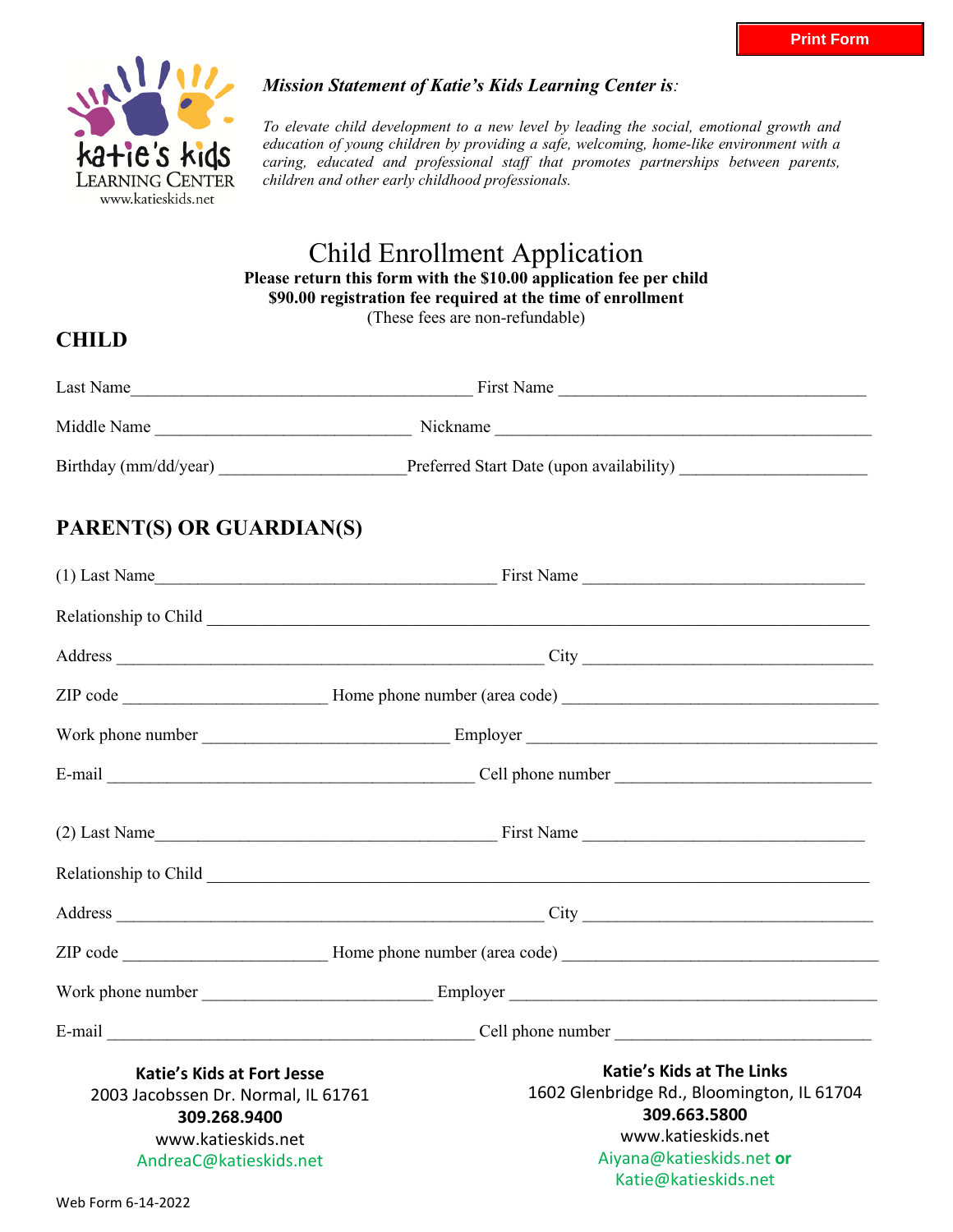Print Form

katie's kids
LEARNING CENTER
www.katieskids.net

***Mission Statement of Katie's Kids Learning Center is:***

*To elevate child development to a new level by leading the social, emotional growth and education of young children by providing a safe, welcoming, home-like environment with a caring, educated and professional staff that promotes partnerships between parents, children and other early childhood professionals.*

# Child Enrollment Application

**Please return this form with the $10.00 application fee per child**
**$90.00 registration fee required at the time of enrollment**
(These fees are non-refundable)

## CHILD

Last Name_______________________________________ First Name ___________________________________

Middle Name _____________________________ Nickname ___________________________________________

Birthday (mm/dd/year) _____________________Preferred Start Date (upon availability) ____________________

## PARENT(S) OR GUARDIAN(S)

(1) Last Name_______________________________________ First Name _________________________________

Relationship to Child ____________________________________________________________________________

Address _________________________________________________ City __________________________________

ZIP code _______________________ Home phone number (area code) _____________________________________

Work phone number ____________________________ Employer ___________________________________________

E-mail __________________________________________ Cell phone number _____________________________

(2) Last Name_______________________________________ First Name _________________________________

Relationship to Child ____________________________________________________________________________

Address _________________________________________________ City __________________________________

ZIP code _______________________ Home phone number (area code) _____________________________________

Work phone number __________________________ Employer _____________________________________________

E-mail __________________________________________ Cell phone number _____________________________

**Katie's Kids at Fort Jesse**
2003 Jacobssen Dr. Normal, IL 61761
**309.268.9400**
www.katieskids.net
AndreaC@katieskids.net

**Katie's Kids at The Links**
1602 Glenbridge Rd., Bloomington, IL 61704
**309.663.5800**
www.katieskids.net
Aiyana@katieskids.net **or**
Katie@katieskids.net

Web Form 6-14-2022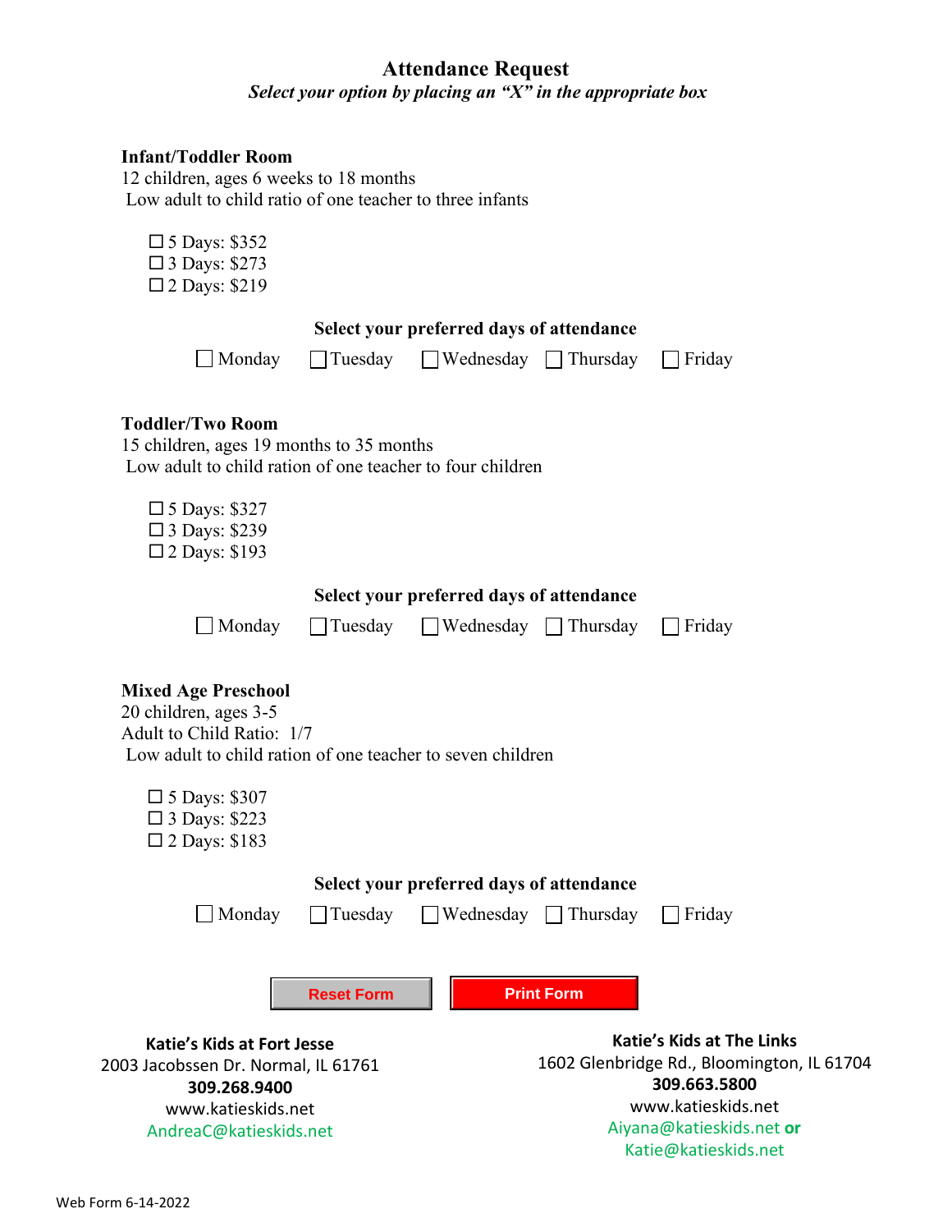# Attendance Request

*Select your option by placing an "X" in the appropriate box*

## Infant/Toddler Room

12 children, ages 6 weeks to 18 months
Low adult to child ratio of one teacher to three infants

- ☐ 5 Days: $352
- ☐ 3 Days: $273
- ☐ 2 Days: $219

**Select your preferred days of attendance**

☐ Monday ☐ Tuesday ☐ Wednesday ☐ Thursday ☐ Friday

## Toddler/Two Room

15 children, ages 19 months to 35 months
Low adult to child ration of one teacher to four children

- ☐ 5 Days: $327
- ☐ 3 Days: $239
- ☐ 2 Days: $193

**Select your preferred days of attendance**

☐ Monday ☐ Tuesday ☐ Wednesday ☐ Thursday ☐ Friday

## Mixed Age Preschool

20 children, ages 3-5
Adult to Child Ratio: 1/7
Low adult to child ration of one teacher to seven children

- ☐ 5 Days: $307
- ☐ 3 Days: $223
- ☐ 2 Days: $183

**Select your preferred days of attendance**

☐ Monday ☐ Tuesday ☐ Wednesday ☐ Thursday ☐ Friday

Reset Form | Print Form

**Katie's Kids at Fort Jesse**
2003 Jacobssen Dr. Normal, IL 61761
**309.268.9400**
www.katieskids.net
AndreaC@katieskids.net

**Katie's Kids at The Links**
1602 Glenbridge Rd., Bloomington, IL 61704
**309.663.5800**
www.katieskids.net
Aiyana@katieskids.net **or**
Katie@katieskids.net

Web Form 6-14-2022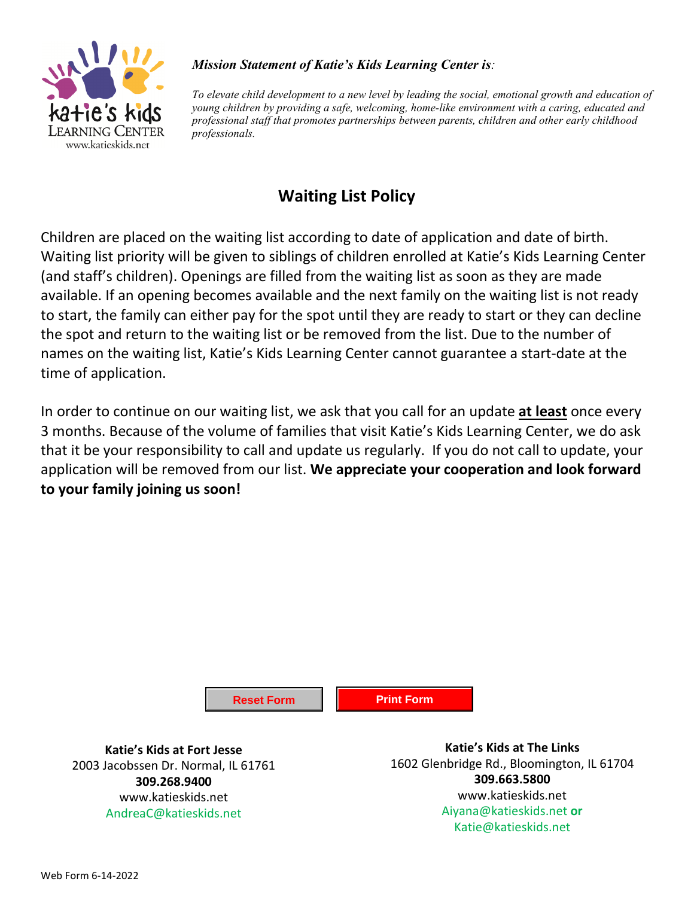katie's kids
LEARNING CENTER
www.katieskids.net

***Mission Statement of Katie's Kids Learning Center is:***

*To elevate child development to a new level by leading the social, emotional growth and education of young children by providing a safe, welcoming, home-like environment with a caring, educated and professional staff that promotes partnerships between parents, children and other early childhood professionals.*

## Waiting List Policy

Children are placed on the waiting list according to date of application and date of birth. Waiting list priority will be given to siblings of children enrolled at Katie's Kids Learning Center (and staff's children). Openings are filled from the waiting list as soon as they are made available. If an opening becomes available and the next family on the waiting list is not ready to start, the family can either pay for the spot until they are ready to start or they can decline the spot and return to the waiting list or be removed from the list. Due to the number of names on the waiting list, Katie's Kids Learning Center cannot guarantee a start-date at the time of application.

In order to continue on our waiting list, we ask that you call for an update <u>**at least**</u> once every 3 months. Because of the volume of families that visit Katie's Kids Learning Center, we do ask that it be your responsibility to call and update us regularly. If you do not call to update, your application will be removed from our list. **We appreciate your cooperation and look forward to your family joining us soon!**

Reset Form    Print Form

**Katie's Kids at Fort Jesse**
2003 Jacobssen Dr. Normal, IL 61761
**309.268.9400**
www.katieskids.net
AndreaC@katieskids.net

**Katie's Kids at The Links**
1602 Glenbridge Rd., Bloomington, IL 61704
**309.663.5800**
www.katieskids.net
Aiyana@katieskids.net **or**
Katie@katieskids.net

Web Form 6-14-2022